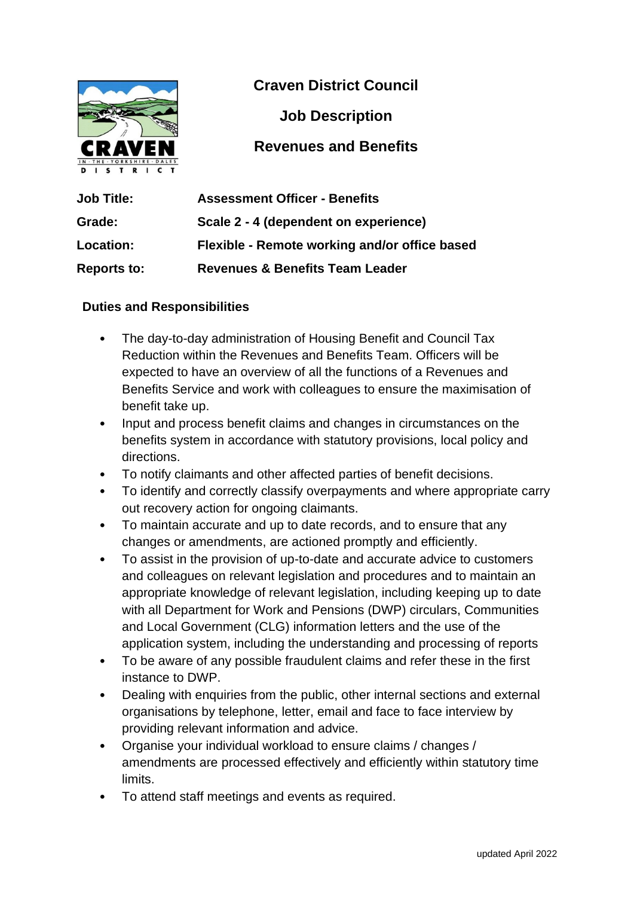# Craven District Council

## Job Description

## Revenues and Benefits

| | |
|---|---|
| **Job Title:** | **Assessment Officer - Benefits** |
| **Grade:** | **Scale 2 - 4 (dependent on experience)** |
| **Location:** | **Flexible - Remote working and/or office based** |
| **Reports to:** | **Revenues & Benefits Team Leader** |

### Duties and Responsibilities

- The day-to-day administration of Housing Benefit and Council Tax Reduction within the Revenues and Benefits Team. Officers will be expected to have an overview of all the functions of a Revenues and Benefits Service and work with colleagues to ensure the maximisation of benefit take up.
- Input and process benefit claims and changes in circumstances on the benefits system in accordance with statutory provisions, local policy and directions.
- To notify claimants and other affected parties of benefit decisions.
- To identify and correctly classify overpayments and where appropriate carry out recovery action for ongoing claimants.
- To maintain accurate and up to date records, and to ensure that any changes or amendments, are actioned promptly and efficiently.
- To assist in the provision of up-to-date and accurate advice to customers and colleagues on relevant legislation and procedures and to maintain an appropriate knowledge of relevant legislation, including keeping up to date with all Department for Work and Pensions (DWP) circulars, Communities and Local Government (CLG) information letters and the use of the application system, including the understanding and processing of reports
- To be aware of any possible fraudulent claims and refer these in the first instance to DWP.
- Dealing with enquiries from the public, other internal sections and external organisations by telephone, letter, email and face to face interview by providing relevant information and advice.
- Organise your individual workload to ensure claims / changes / amendments are processed effectively and efficiently within statutory time limits.
- To attend staff meetings and events as required.

updated April 2022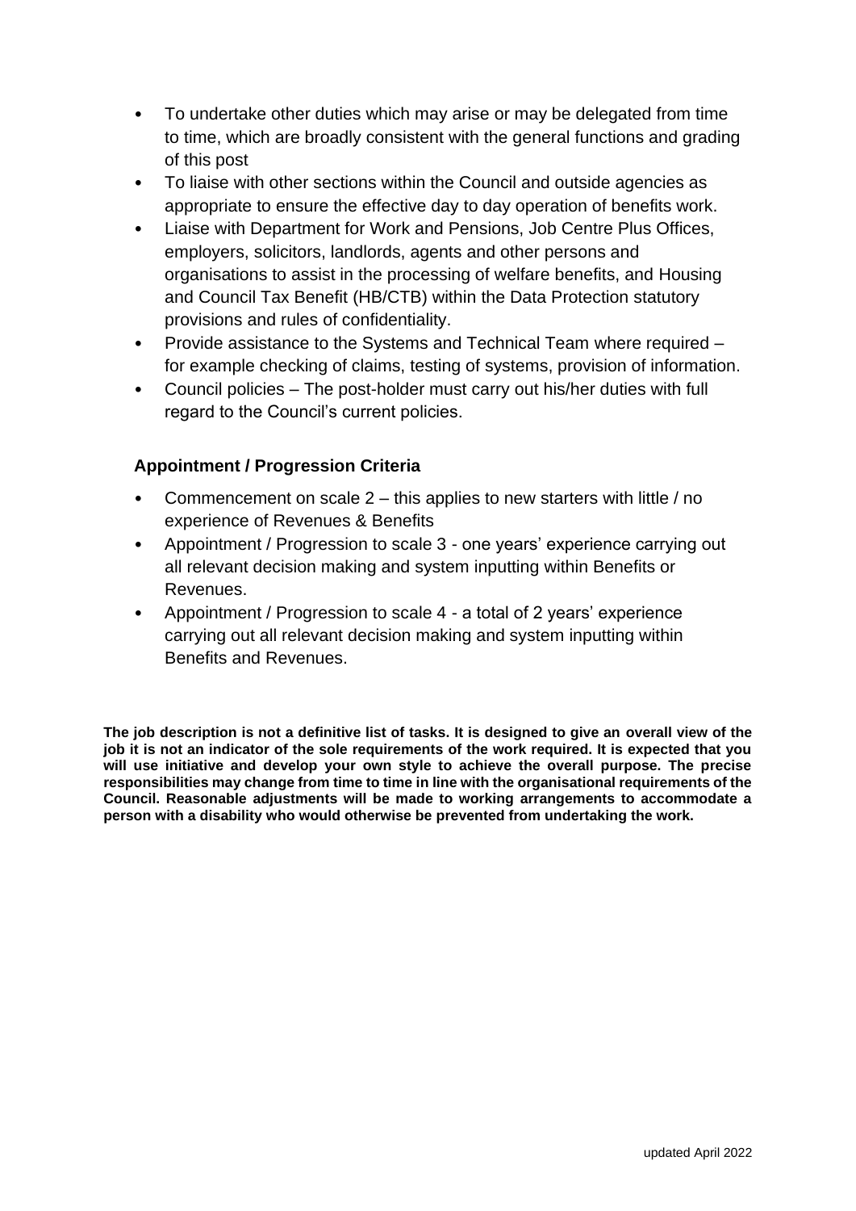- To undertake other duties which may arise or may be delegated from time to time, which are broadly consistent with the general functions and grading of this post
- To liaise with other sections within the Council and outside agencies as appropriate to ensure the effective day to day operation of benefits work.
- Liaise with Department for Work and Pensions, Job Centre Plus Offices, employers, solicitors, landlords, agents and other persons and organisations to assist in the processing of welfare benefits, and Housing and Council Tax Benefit (HB/CTB) within the Data Protection statutory provisions and rules of confidentiality.
- Provide assistance to the Systems and Technical Team where required – for example checking of claims, testing of systems, provision of information.
- Council policies – The post-holder must carry out his/her duties with full regard to the Council's current policies.

## Appointment / Progression Criteria

- Commencement on scale 2 – this applies to new starters with little / no experience of Revenues & Benefits
- Appointment / Progression to scale 3 - one years' experience carrying out all relevant decision making and system inputting within Benefits or Revenues.
- Appointment / Progression to scale 4 - a total of 2 years' experience carrying out all relevant decision making and system inputting within Benefits and Revenues.

**The job description is not a definitive list of tasks. It is designed to give an overall view of the job it is not an indicator of the sole requirements of the work required. It is expected that you will use initiative and develop your own style to achieve the overall purpose. The precise responsibilities may change from time to time in line with the organisational requirements of the Council. Reasonable adjustments will be made to working arrangements to accommodate a person with a disability who would otherwise be prevented from undertaking the work.**

updated April 2022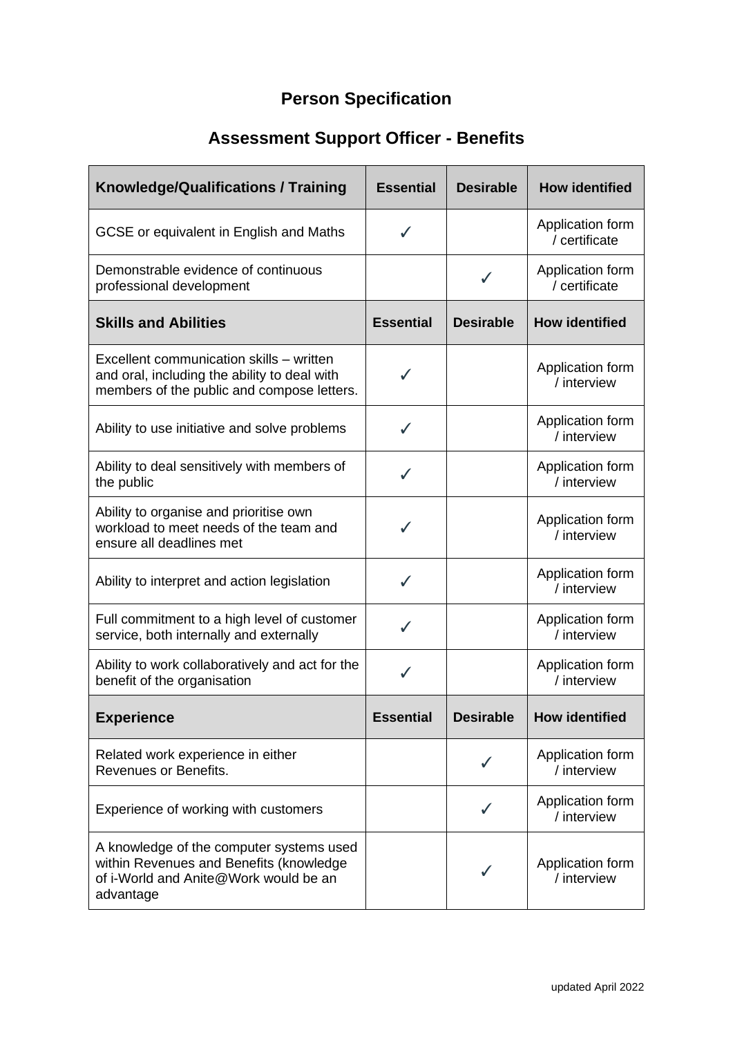# Person Specification

## Assessment Support Officer - Benefits

| Knowledge/Qualifications / Training | Essential | Desirable | How identified |
|---|---|---|---|
| GCSE or equivalent in English and Maths | ✓ | | Application form / certificate |
| Demonstrable evidence of continuous professional development | | ✓ | Application form / certificate |
| **Skills and Abilities** | **Essential** | **Desirable** | **How identified** |
| Excellent communication skills – written and oral, including the ability to deal with members of the public and compose letters. | ✓ | | Application form / interview |
| Ability to use initiative and solve problems | ✓ | | Application form / interview |
| Ability to deal sensitively with members of the public | ✓ | | Application form / interview |
| Ability to organise and prioritise own workload to meet needs of the team and ensure all deadlines met | ✓ | | Application form / interview |
| Ability to interpret and action legislation | ✓ | | Application form / interview |
| Full commitment to a high level of customer service, both internally and externally | ✓ | | Application form / interview |
| Ability to work collaboratively and act for the benefit of the organisation | ✓ | | Application form / interview |
| **Experience** | **Essential** | **Desirable** | **How identified** |
| Related work experience in either Revenues or Benefits. | | ✓ | Application form / interview |
| Experience of working with customers | | ✓ | Application form / interview |
| A knowledge of the computer systems used within Revenues and Benefits (knowledge of i-World and Anite@Work would be an advantage | | ✓ | Application form / interview |

updated April 2022